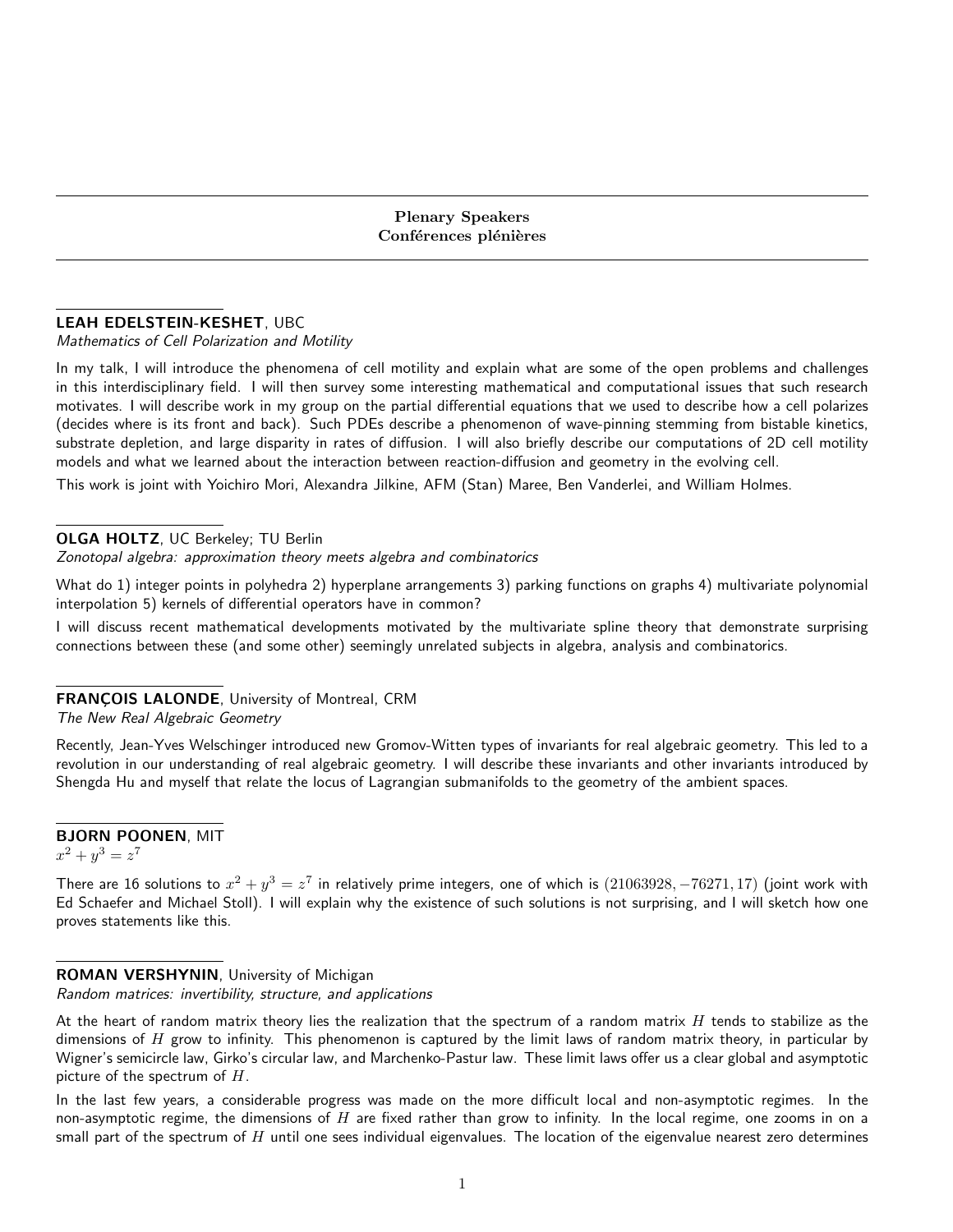## Plenary Speakers
## Conférences plénières

**LEAH EDELSTEIN-KESHET**, UBC
*Mathematics of Cell Polarization and Motility*

In my talk, I will introduce the phenomena of cell motility and explain what are some of the open problems and challenges in this interdisciplinary field. I will then survey some interesting mathematical and computational issues that such research motivates. I will describe work in my group on the partial differential equations that we used to describe how a cell polarizes (decides where is its front and back). Such PDEs describe a phenomenon of wave-pinning stemming from bistable kinetics, substrate depletion, and large disparity in rates of diffusion. I will also briefly describe our computations of 2D cell motility models and what we learned about the interaction between reaction-diffusion and geometry in the evolving cell.

This work is joint with Yoichiro Mori, Alexandra Jilkine, AFM (Stan) Maree, Ben Vanderlei, and William Holmes.

**OLGA HOLTZ**, UC Berkeley; TU Berlin
*Zonotopal algebra: approximation theory meets algebra and combinatorics*

What do 1) integer points in polyhedra 2) hyperplane arrangements 3) parking functions on graphs 4) multivariate polynomial interpolation 5) kernels of differential operators have in common?

I will discuss recent mathematical developments motivated by the multivariate spline theory that demonstrate surprising connections between these (and some other) seemingly unrelated subjects in algebra, analysis and combinatorics.

**FRANÇOIS LALONDE**, University of Montreal, CRM
*The New Real Algebraic Geometry*

Recently, Jean-Yves Welschinger introduced new Gromov-Witten types of invariants for real algebraic geometry. This led to a revolution in our understanding of real algebraic geometry. I will describe these invariants and other invariants introduced by Shengda Hu and myself that relate the locus of Lagrangian submanifolds to the geometry of the ambient spaces.

**BJORN POONEN**, MIT
$x^2 + y^3 = z^7$

There are 16 solutions to $x^2 + y^3 = z^7$ in relatively prime integers, one of which is $(21063928, -76271, 17)$ (joint work with Ed Schaefer and Michael Stoll). I will explain why the existence of such solutions is not surprising, and I will sketch how one proves statements like this.

**ROMAN VERSHYNIN**, University of Michigan
*Random matrices: invertibility, structure, and applications*

At the heart of random matrix theory lies the realization that the spectrum of a random matrix $H$ tends to stabilize as the dimensions of $H$ grow to infinity. This phenomenon is captured by the limit laws of random matrix theory, in particular by Wigner's semicircle law, Girko's circular law, and Marchenko-Pastur law. These limit laws offer us a clear global and asymptotic picture of the spectrum of $H$.

In the last few years, a considerable progress was made on the more difficult local and non-asymptotic regimes. In the non-asymptotic regime, the dimensions of $H$ are fixed rather than grow to infinity. In the local regime, one zooms in on a small part of the spectrum of $H$ until one sees individual eigenvalues. The location of the eigenvalue nearest zero determines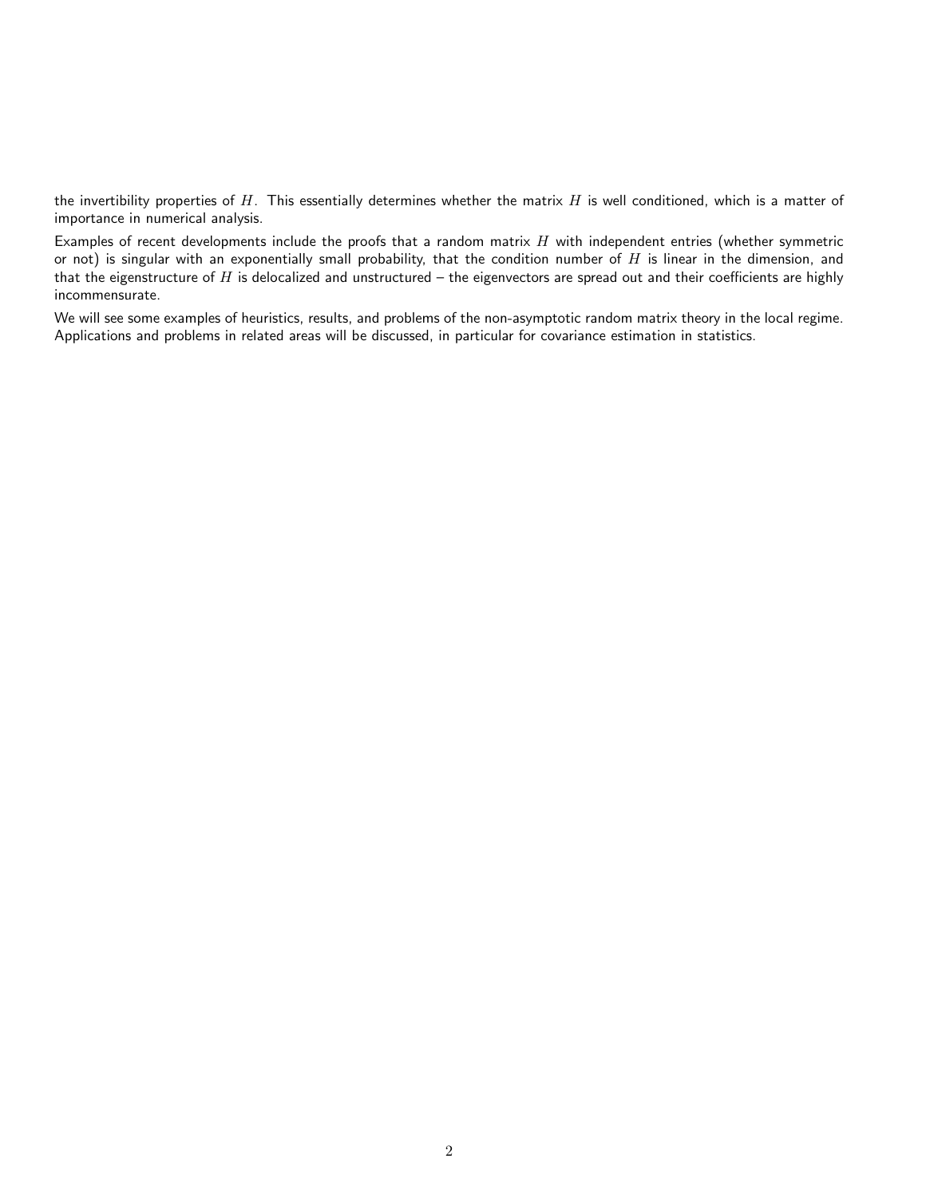the invertibility properties of $H$. This essentially determines whether the matrix $H$ is well conditioned, which is a matter of importance in numerical analysis.

Examples of recent developments include the proofs that a random matrix $H$ with independent entries (whether symmetric or not) is singular with an exponentially small probability, that the condition number of $H$ is linear in the dimension, and that the eigenstructure of $H$ is delocalized and unstructured – the eigenvectors are spread out and their coefficients are highly incommensurate.

We will see some examples of heuristics, results, and problems of the non-asymptotic random matrix theory in the local regime. Applications and problems in related areas will be discussed, in particular for covariance estimation in statistics.